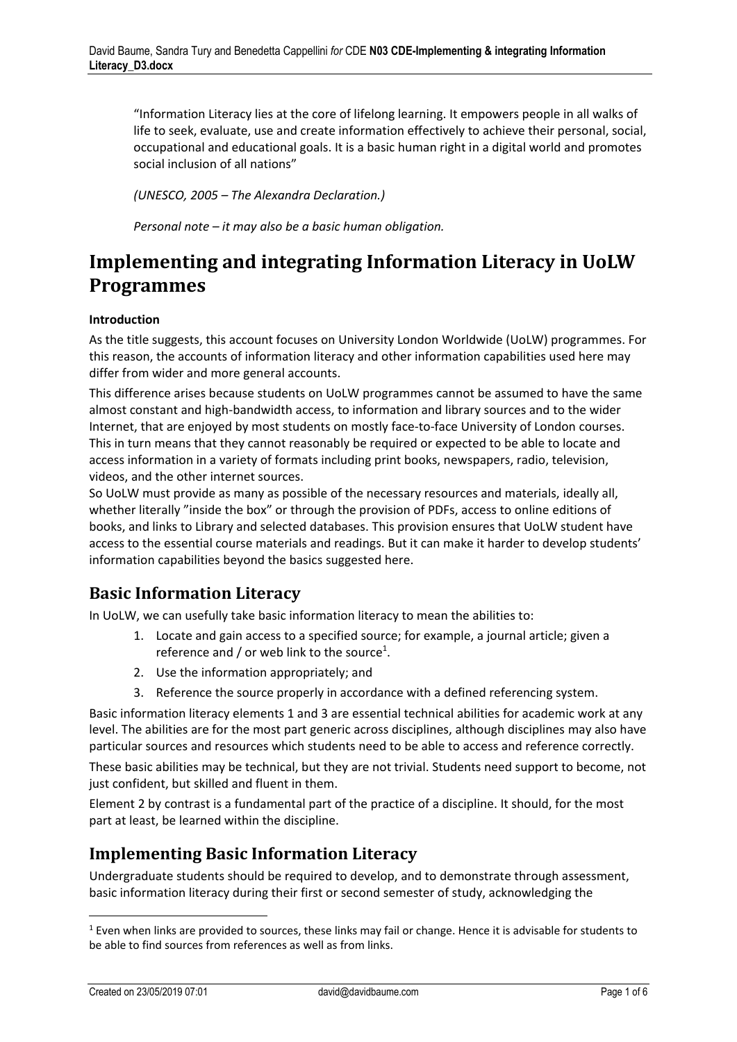"Information Literacy lies at the core of lifelong learning. It empowers people in all walks of life to seek, evaluate, use and create information effectively to achieve their personal, social, occupational and educational goals. It is a basic human right in a digital world and promotes social inclusion of all nations"

*(UNESCO, 2005 – The Alexandra Declaration.)*

*Personal note – it may also be a basic human obligation.*

# Implementing and integrating Information Literacy in UoLW Programmes

**Introduction**

As the title suggests, this account focuses on University London Worldwide (UoLW) programmes. For this reason, the accounts of information literacy and other information capabilities used here may differ from wider and more general accounts.

This difference arises because students on UoLW programmes cannot be assumed to have the same almost constant and high-bandwidth access, to information and library sources and to the wider Internet, that are enjoyed by most students on mostly face-to-face University of London courses. This in turn means that they cannot reasonably be required or expected to be able to locate and access information in a variety of formats including print books, newspapers, radio, television, videos, and the other internet sources.

So UoLW must provide as many as possible of the necessary resources and materials, ideally all, whether literally "inside the box" or through the provision of PDFs, access to online editions of books, and links to Library and selected databases. This provision ensures that UoLW student have access to the essential course materials and readings. But it can make it harder to develop students' information capabilities beyond the basics suggested here.

## Basic Information Literacy

In UoLW, we can usefully take basic information literacy to mean the abilities to:

1. Locate and gain access to a specified source; for example, a journal article; given a reference and / or web link to the source[1].
2. Use the information appropriately; and
3. Reference the source properly in accordance with a defined referencing system.

Basic information literacy elements 1 and 3 are essential technical abilities for academic work at any level. The abilities are for the most part generic across disciplines, although disciplines may also have particular sources and resources which students need to be able to access and reference correctly.

These basic abilities may be technical, but they are not trivial. Students need support to become, not just confident, but skilled and fluent in them.

Element 2 by contrast is a fundamental part of the practice of a discipline. It should, for the most part at least, be learned within the discipline.

## Implementing Basic Information Literacy

Undergraduate students should be required to develop, and to demonstrate through assessment, basic information literacy during their first or second semester of study, acknowledging the

[1] Even when links are provided to sources, these links may fail or change. Hence it is advisable for students to be able to find sources from references as well as from links.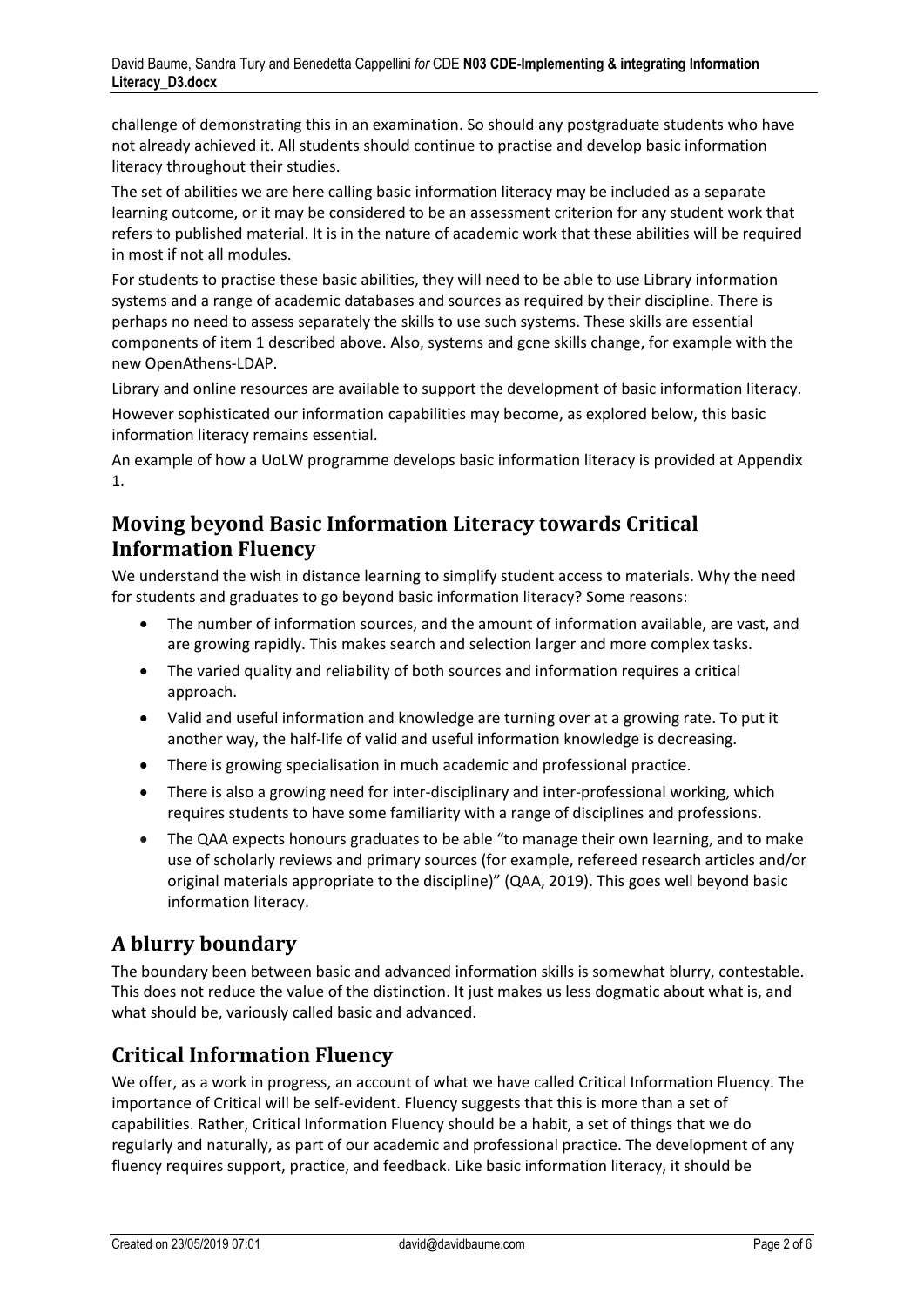challenge of demonstrating this in an examination. So should any postgraduate students who have not already achieved it. All students should continue to practise and develop basic information literacy throughout their studies.

The set of abilities we are here calling basic information literacy may be included as a separate learning outcome, or it may be considered to be an assessment criterion for any student work that refers to published material. It is in the nature of academic work that these abilities will be required in most if not all modules.

For students to practise these basic abilities, they will need to be able to use Library information systems and a range of academic databases and sources as required by their discipline. There is perhaps no need to assess separately the skills to use such systems. These skills are essential components of item 1 described above. Also, systems and gcne skills change, for example with the new OpenAthens-LDAP.

Library and online resources are available to support the development of basic information literacy.

However sophisticated our information capabilities may become, as explored below, this basic information literacy remains essential.

An example of how a UoLW programme develops basic information literacy is provided at Appendix 1.

## Moving beyond Basic Information Literacy towards Critical Information Fluency

We understand the wish in distance learning to simplify student access to materials. Why the need for students and graduates to go beyond basic information literacy? Some reasons:

- The number of information sources, and the amount of information available, are vast, and are growing rapidly. This makes search and selection larger and more complex tasks.
- The varied quality and reliability of both sources and information requires a critical approach.
- Valid and useful information and knowledge are turning over at a growing rate. To put it another way, the half-life of valid and useful information knowledge is decreasing.
- There is growing specialisation in much academic and professional practice.
- There is also a growing need for inter-disciplinary and inter-professional working, which requires students to have some familiarity with a range of disciplines and professions.
- The QAA expects honours graduates to be able "to manage their own learning, and to make use of scholarly reviews and primary sources (for example, refereed research articles and/or original materials appropriate to the discipline)" (QAA, 2019). This goes well beyond basic information literacy.

## A blurry boundary

The boundary been between basic and advanced information skills is somewhat blurry, contestable. This does not reduce the value of the distinction. It just makes us less dogmatic about what is, and what should be, variously called basic and advanced.

## Critical Information Fluency

We offer, as a work in progress, an account of what we have called Critical Information Fluency. The importance of Critical will be self-evident. Fluency suggests that this is more than a set of capabilities. Rather, Critical Information Fluency should be a habit, a set of things that we do regularly and naturally, as part of our academic and professional practice. The development of any fluency requires support, practice, and feedback. Like basic information literacy, it should be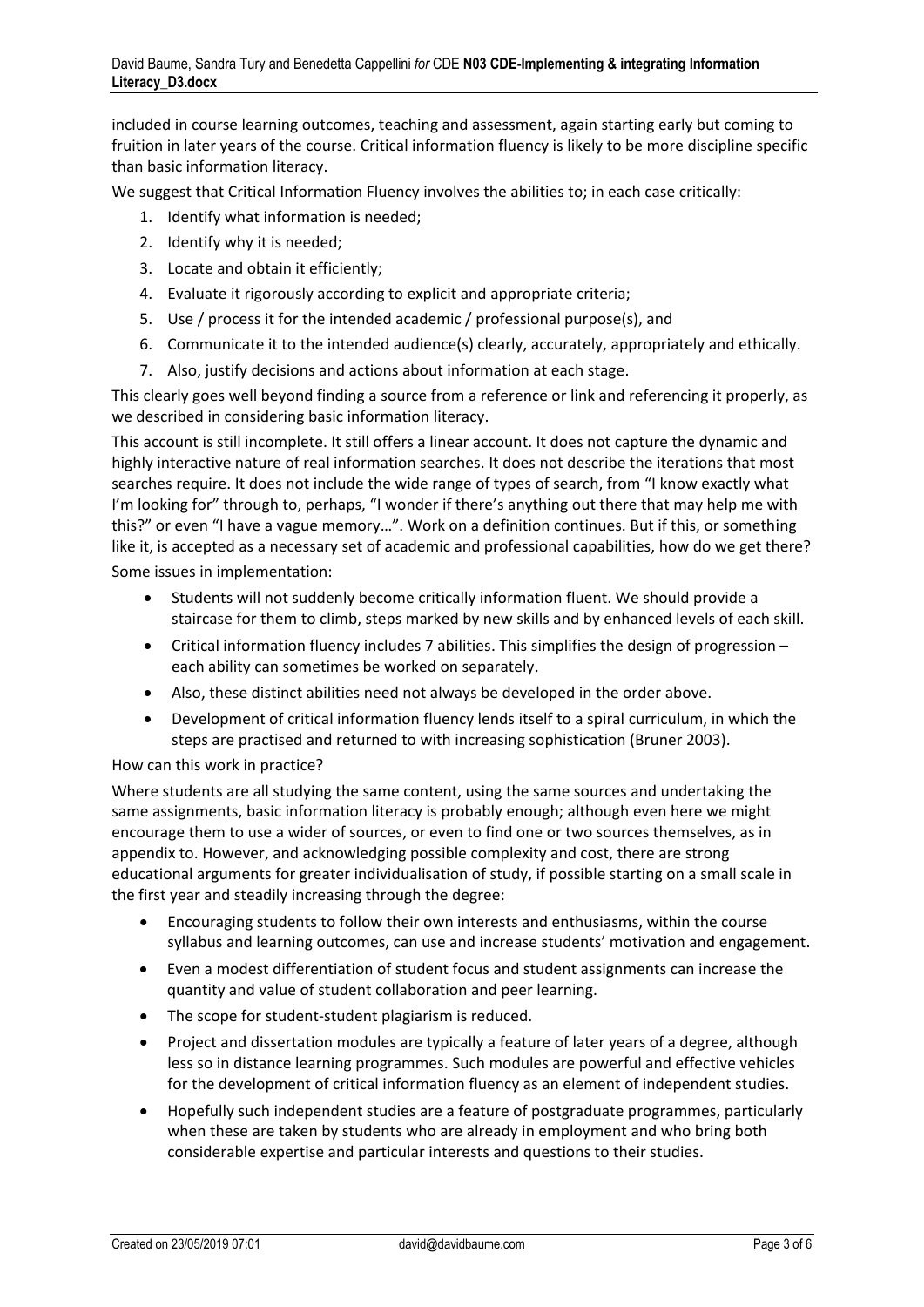included in course learning outcomes, teaching and assessment, again starting early but coming to fruition in later years of the course. Critical information fluency is likely to be more discipline specific than basic information literacy.

We suggest that Critical Information Fluency involves the abilities to; in each case critically:

1. Identify what information is needed;
2. Identify why it is needed;
3. Locate and obtain it efficiently;
4. Evaluate it rigorously according to explicit and appropriate criteria;
5. Use / process it for the intended academic / professional purpose(s), and
6. Communicate it to the intended audience(s) clearly, accurately, appropriately and ethically.
7. Also, justify decisions and actions about information at each stage.

This clearly goes well beyond finding a source from a reference or link and referencing it properly, as we described in considering basic information literacy.

This account is still incomplete. It still offers a linear account. It does not capture the dynamic and highly interactive nature of real information searches. It does not describe the iterations that most searches require. It does not include the wide range of types of search, from "I know exactly what I'm looking for" through to, perhaps, "I wonder if there's anything out there that may help me with this?" or even "I have a vague memory…". Work on a definition continues. But if this, or something like it, is accepted as a necessary set of academic and professional capabilities, how do we get there?

Some issues in implementation:

- Students will not suddenly become critically information fluent. We should provide a staircase for them to climb, steps marked by new skills and by enhanced levels of each skill.
- Critical information fluency includes 7 abilities. This simplifies the design of progression – each ability can sometimes be worked on separately.
- Also, these distinct abilities need not always be developed in the order above.
- Development of critical information fluency lends itself to a spiral curriculum, in which the steps are practised and returned to with increasing sophistication (Bruner 2003).

How can this work in practice?

Where students are all studying the same content, using the same sources and undertaking the same assignments, basic information literacy is probably enough; although even here we might encourage them to use a wider of sources, or even to find one or two sources themselves, as in appendix to. However, and acknowledging possible complexity and cost, there are strong educational arguments for greater individualisation of study, if possible starting on a small scale in the first year and steadily increasing through the degree:

- Encouraging students to follow their own interests and enthusiasms, within the course syllabus and learning outcomes, can use and increase students' motivation and engagement.
- Even a modest differentiation of student focus and student assignments can increase the quantity and value of student collaboration and peer learning.
- The scope for student-student plagiarism is reduced.
- Project and dissertation modules are typically a feature of later years of a degree, although less so in distance learning programmes. Such modules are powerful and effective vehicles for the development of critical information fluency as an element of independent studies.
- Hopefully such independent studies are a feature of postgraduate programmes, particularly when these are taken by students who are already in employment and who bring both considerable expertise and particular interests and questions to their studies.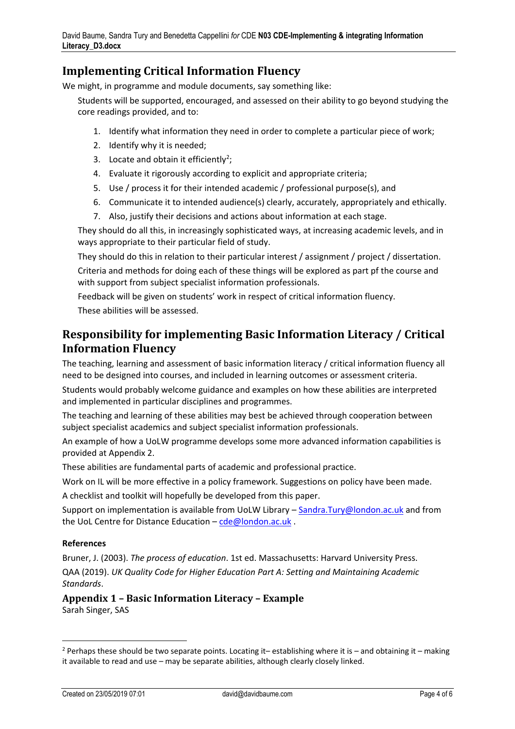## Implementing Critical Information Fluency

We might, in programme and module documents, say something like:

Students will be supported, encouraged, and assessed on their ability to go beyond studying the core readings provided, and to:

1. Identify what information they need in order to complete a particular piece of work;
2. Identify why it is needed;
3. Locate and obtain it efficiently[2];
4. Evaluate it rigorously according to explicit and appropriate criteria;
5. Use / process it for their intended academic / professional purpose(s), and
6. Communicate it to intended audience(s) clearly, accurately, appropriately and ethically.
7. Also, justify their decisions and actions about information at each stage.

They should do all this, in increasingly sophisticated ways, at increasing academic levels, and in ways appropriate to their particular field of study.

They should do this in relation to their particular interest / assignment / project / dissertation.

Criteria and methods for doing each of these things will be explored as part pf the course and with support from subject specialist information professionals.

Feedback will be given on students' work in respect of critical information fluency.

These abilities will be assessed.

## Responsibility for implementing Basic Information Literacy / Critical Information Fluency

The teaching, learning and assessment of basic information literacy / critical information fluency all need to be designed into courses, and included in learning outcomes or assessment criteria.

Students would probably welcome guidance and examples on how these abilities are interpreted and implemented in particular disciplines and programmes.

The teaching and learning of these abilities may best be achieved through cooperation between subject specialist academics and subject specialist information professionals.

An example of how a UoLW programme develops some more advanced information capabilities is provided at Appendix 2.

These abilities are fundamental parts of academic and professional practice.

Work on IL will be more effective in a policy framework. Suggestions on policy have been made.

A checklist and toolkit will hopefully be developed from this paper.

Support on implementation is available from UoLW Library – Sandra.Tury@london.ac.uk and from the UoL Centre for Distance Education – cde@london.ac.uk .

**References**

Bruner, J. (2003). *The process of education*. 1st ed. Massachusetts: Harvard University Press.

QAA (2019). *UK Quality Code for Higher Education Part A: Setting and Maintaining Academic Standards*.

### Appendix 1 – Basic Information Literacy – Example

Sarah Singer, SAS

[2] Perhaps these should be two separate points. Locating it– establishing where it is – and obtaining it – making it available to read and use – may be separate abilities, although clearly closely linked.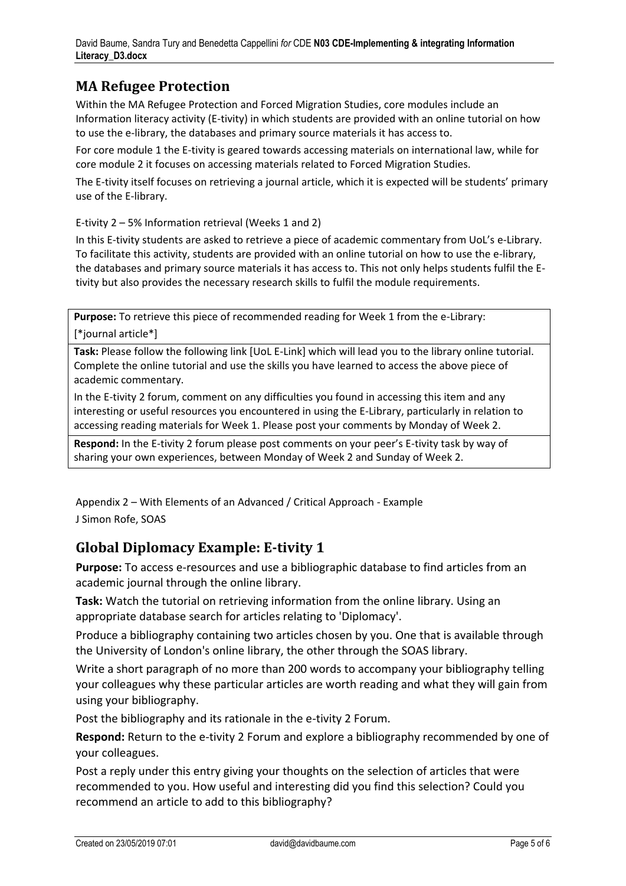## MA Refugee Protection

Within the MA Refugee Protection and Forced Migration Studies, core modules include an Information literacy activity (E-tivity) in which students are provided with an online tutorial on how to use the e-library, the databases and primary source materials it has access to.

For core module 1 the E-tivity is geared towards accessing materials on international law, while for core module 2 it focuses on accessing materials related to Forced Migration Studies.

The E-tivity itself focuses on retrieving a journal article, which it is expected will be students' primary use of the E-library.

E-tivity 2 – 5% Information retrieval (Weeks 1 and 2)

In this E-tivity students are asked to retrieve a piece of academic commentary from UoL's e-Library. To facilitate this activity, students are provided with an online tutorial on how to use the e-library, the databases and primary source materials it has access to. This not only helps students fulfil the E-tivity but also provides the necessary research skills to fulfil the module requirements.

| |
|---|
| **Purpose:** To retrieve this piece of recommended reading for Week 1 from the e-Library: [*journal article*] |
| **Task:** Please follow the following link [UoL E-Link] which will lead you to the library online tutorial. Complete the online tutorial and use the skills you have learned to access the above piece of academic commentary. In the E-tivity 2 forum, comment on any difficulties you found in accessing this item and any interesting or useful resources you encountered in using the E-Library, particularly in relation to accessing reading materials for Week 1. Please post your comments by Monday of Week 2. |
| **Respond:** In the E-tivity 2 forum please post comments on your peer's E-tivity task by way of sharing your own experiences, between Monday of Week 2 and Sunday of Week 2. |

Appendix 2 – With Elements of an Advanced / Critical Approach - Example

J Simon Rofe, SOAS

## Global Diplomacy Example: E-tivity 1

**Purpose:** To access e-resources and use a bibliographic database to find articles from an academic journal through the online library.

**Task:** Watch the tutorial on retrieving information from the online library. Using an appropriate database search for articles relating to 'Diplomacy'.

Produce a bibliography containing two articles chosen by you. One that is available through the University of London's online library, the other through the SOAS library.

Write a short paragraph of no more than 200 words to accompany your bibliography telling your colleagues why these particular articles are worth reading and what they will gain from using your bibliography.

Post the bibliography and its rationale in the e-tivity 2 Forum.

**Respond:** Return to the e-tivity 2 Forum and explore a bibliography recommended by one of your colleagues.

Post a reply under this entry giving your thoughts on the selection of articles that were recommended to you. How useful and interesting did you find this selection? Could you recommend an article to add to this bibliography?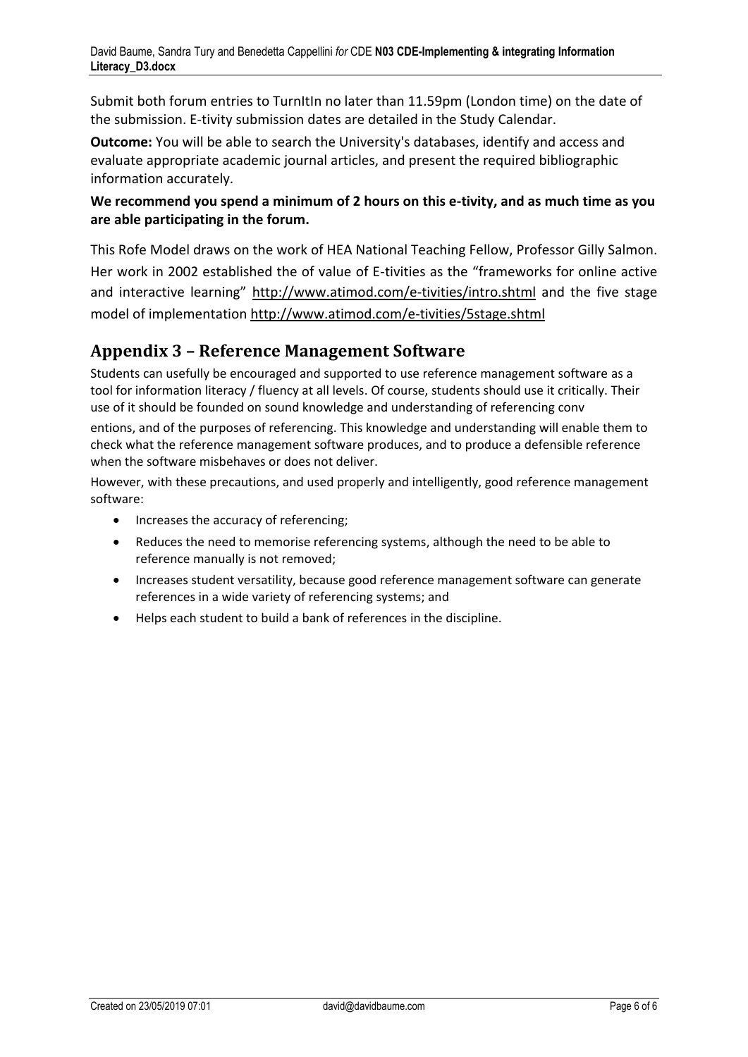Submit both forum entries to TurnItIn no later than 11.59pm (London time) on the date of the submission. E-tivity submission dates are detailed in the Study Calendar.

**Outcome:** You will be able to search the University's databases, identify and access and evaluate appropriate academic journal articles, and present the required bibliographic information accurately.

**We recommend you spend a minimum of 2 hours on this e-tivity, and as much time as you are able participating in the forum.**

This Rofe Model draws on the work of HEA National Teaching Fellow, Professor Gilly Salmon. Her work in 2002 established the of value of E-tivities as the "frameworks for online active and interactive learning" http://www.atimod.com/e-tivities/intro.shtml and the five stage model of implementation http://www.atimod.com/e-tivities/5stage.shtml

## Appendix 3 – Reference Management Software

Students can usefully be encouraged and supported to use reference management software as a tool for information literacy / fluency at all levels. Of course, students should use it critically. Their use of it should be founded on sound knowledge and understanding of referencing conv

entions, and of the purposes of referencing. This knowledge and understanding will enable them to check what the reference management software produces, and to produce a defensible reference when the software misbehaves or does not deliver.

However, with these precautions, and used properly and intelligently, good reference management software:

- Increases the accuracy of referencing;
- Reduces the need to memorise referencing systems, although the need to be able to reference manually is not removed;
- Increases student versatility, because good reference management software can generate references in a wide variety of referencing systems; and
- Helps each student to build a bank of references in the discipline.